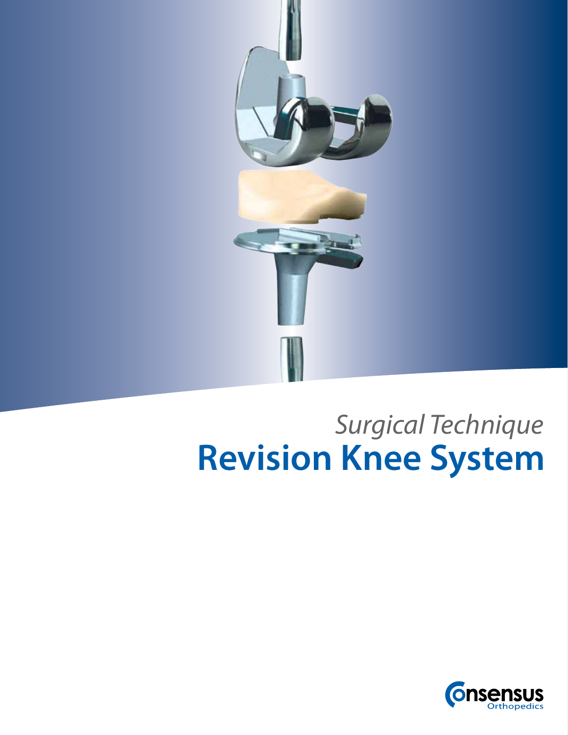*Surgical Technique*

# Revision Knee System

Consensus Orthopedics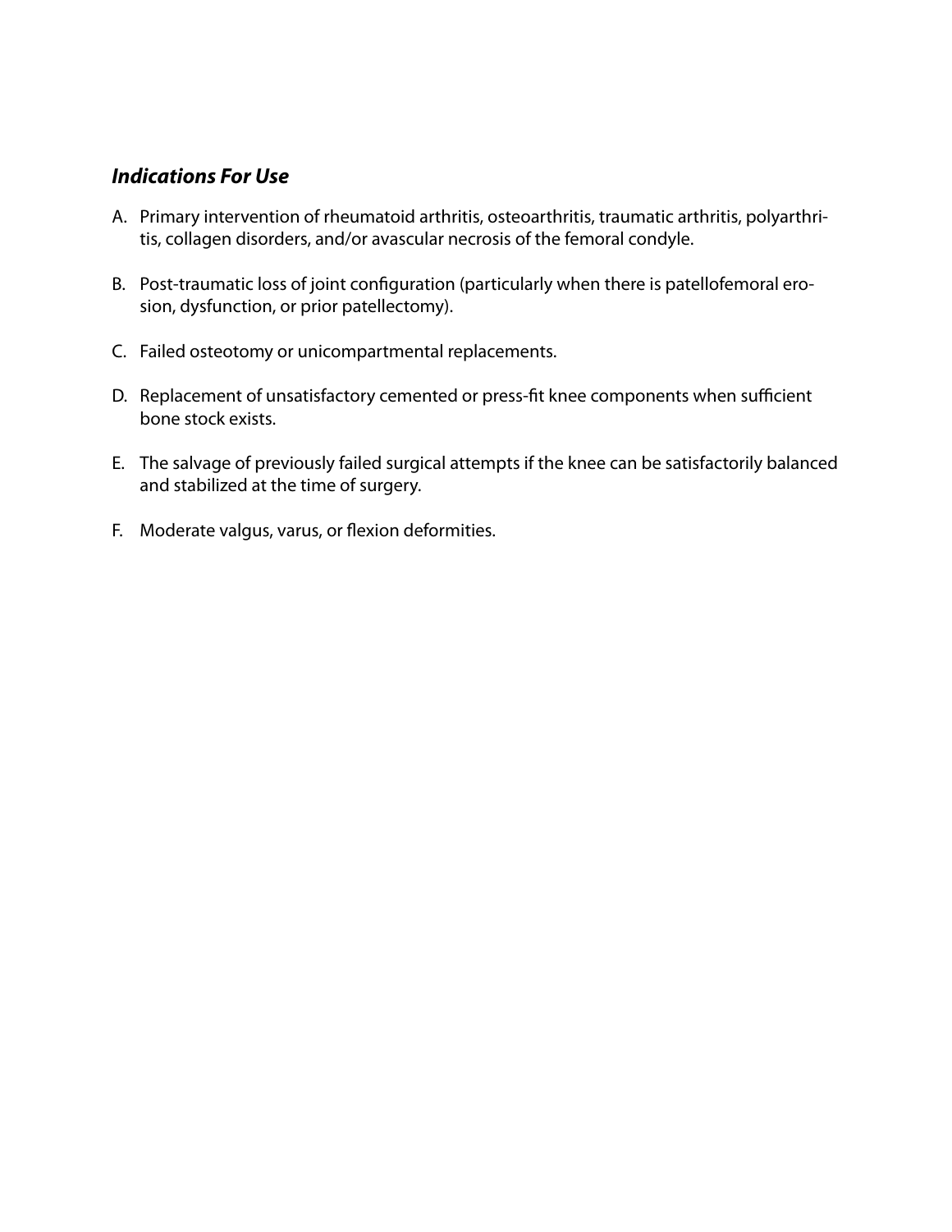### *Indications For Use*

A. Primary intervention of rheumatoid arthritis, osteoarthritis, traumatic arthritis, polyarthritis, collagen disorders, and/or avascular necrosis of the femoral condyle.

B. Post-traumatic loss of joint configuration (particularly when there is patellofemoral erosion, dysfunction, or prior patellectomy).

C. Failed osteotomy or unicompartmental replacements.

D. Replacement of unsatisfactory cemented or press-fit knee components when sufficient bone stock exists.

E. The salvage of previously failed surgical attempts if the knee can be satisfactorily balanced and stabilized at the time of surgery.

F. Moderate valgus, varus, or flexion deformities.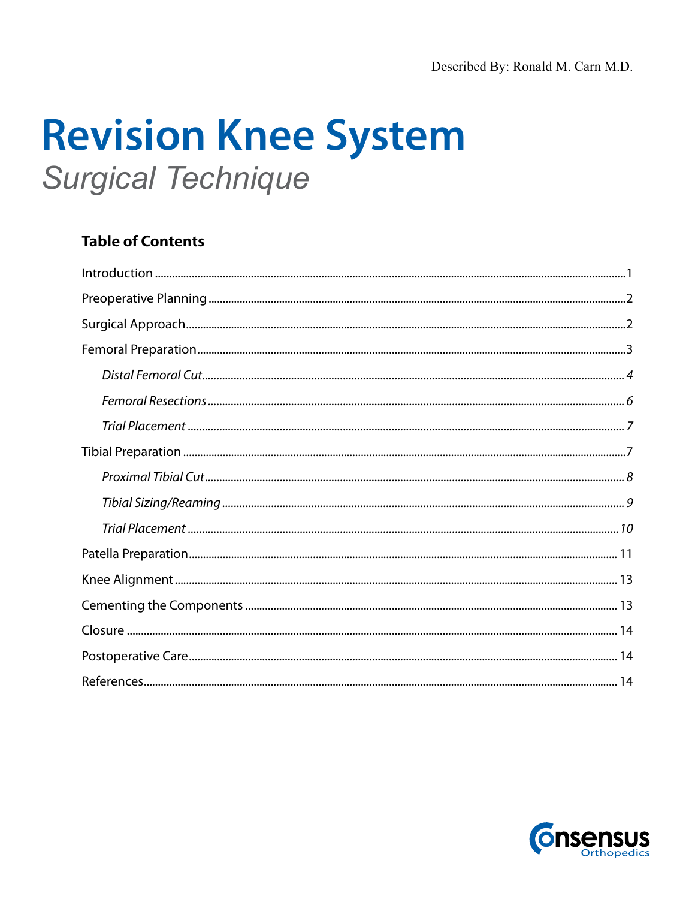Described By: Ronald M. Carn M.D.

# Revision Knee System

## *Surgical Technique*

### Table of Contents

Introduction ..... 1

Preoperative Planning ..... 2

Surgical Approach ..... 2

Femoral Preparation ..... 3

- *Distal Femoral Cut* ..... *4*
- *Femoral Resections* ..... *6*
- *Trial Placement* ..... *7*

Tibial Preparation ..... 7

- *Proximal Tibial Cut* ..... *8*
- *Tibial Sizing/Reaming* ..... *9*
- *Trial Placement* ..... *10*

Patella Preparation ..... 11

Knee Alignment ..... 13

Cementing the Components ..... 13

Closure ..... 14

Postoperative Care ..... 14

References ..... 14

Consensus Orthopedics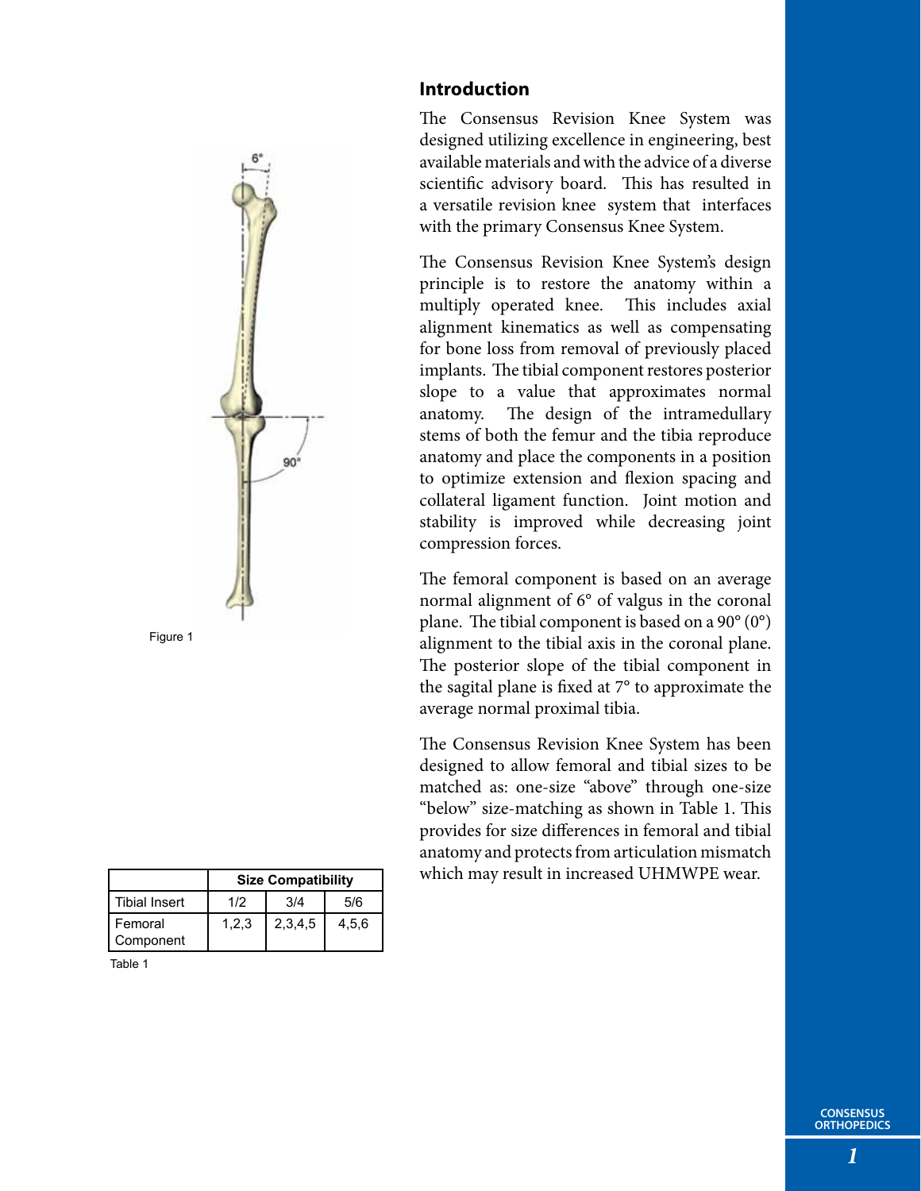## Introduction

The Consensus Revision Knee System was designed utilizing excellence in engineering, best available materials and with the advice of a diverse scientific advisory board. This has resulted in a versatile revision knee system that interfaces with the primary Consensus Knee System.

The Consensus Revision Knee System's design principle is to restore the anatomy within a multiply operated knee. This includes axial alignment kinematics as well as compensating for bone loss from removal of previously placed implants. The tibial component restores posterior slope to a value that approximates normal anatomy. The design of the intramedullary stems of both the femur and the tibia reproduce anatomy and place the components in a position to optimize extension and flexion spacing and collateral ligament function. Joint motion and stability is improved while decreasing joint compression forces.

The femoral component is based on an average normal alignment of 6° of valgus in the coronal plane. The tibial component is based on a 90° (0°) alignment to the tibial axis in the coronal plane. The posterior slope of the tibial component in the sagital plane is fixed at 7° to approximate the average normal proximal tibia.

The Consensus Revision Knee System has been designed to allow femoral and tibial sizes to be matched as: one-size "above" through one-size "below" size-matching as shown in Table 1. This provides for size differences in femoral and tibial anatomy and protects from articulation mismatch which may result in increased UHMWPE wear.

Figure 1

| | Size Compatibility | | |
|---|---|---|---|
| Tibial Insert | 1/2 | 3/4 | 5/6 |
| Femoral Component | 1,2,3 | 2,3,4,5 | 4,5,6 |

Table 1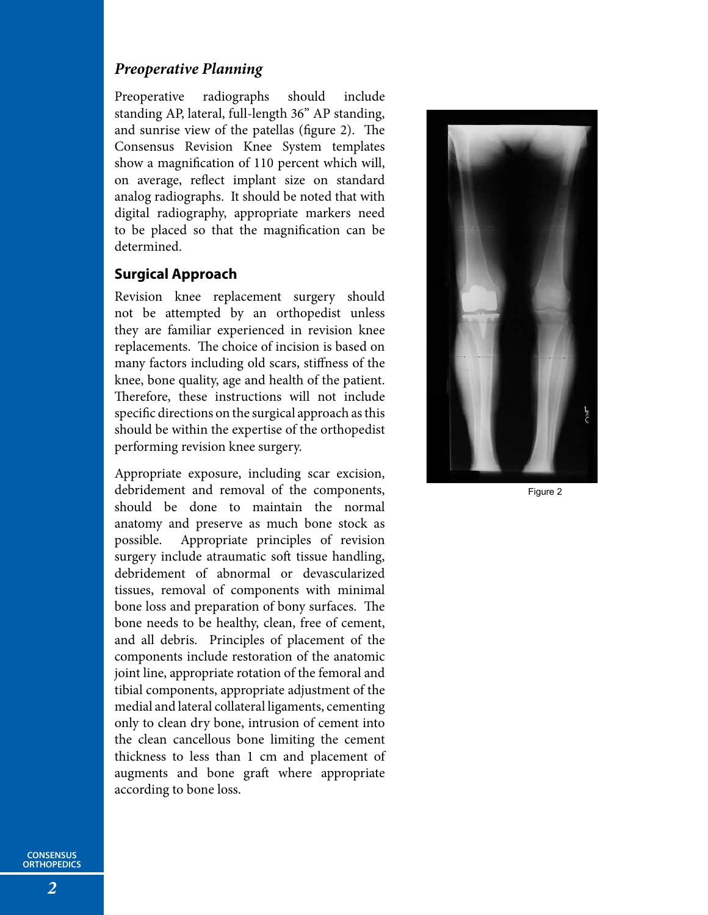### *Preoperative Planning*

Preoperative radiographs should include standing AP, lateral, full-length 36" AP standing, and sunrise view of the patellas (figure 2). The Consensus Revision Knee System templates show a magnification of 110 percent which will, on average, reflect implant size on standard analog radiographs. It should be noted that with digital radiography, appropriate markers need to be placed so that the magnification can be determined.

### **Surgical Approach**

Revision knee replacement surgery should not be attempted by an orthopedist unless they are familiar experienced in revision knee replacements. The choice of incision is based on many factors including old scars, stiffness of the knee, bone quality, age and health of the patient. Therefore, these instructions will not include specific directions on the surgical approach as this should be within the expertise of the orthopedist performing revision knee surgery.

Appropriate exposure, including scar excision, debridement and removal of the components, should be done to maintain the normal anatomy and preserve as much bone stock as possible. Appropriate principles of revision surgery include atraumatic soft tissue handling, debridement of abnormal or devascularized tissues, removal of components with minimal bone loss and preparation of bony surfaces. The bone needs to be healthy, clean, free of cement, and all debris. Principles of placement of the components include restoration of the anatomic joint line, appropriate rotation of the femoral and tibial components, appropriate adjustment of the medial and lateral collateral ligaments, cementing only to clean dry bone, intrusion of cement into the clean cancellous bone limiting the cement thickness to less than 1 cm and placement of augments and bone graft where appropriate according to bone loss.

Figure 2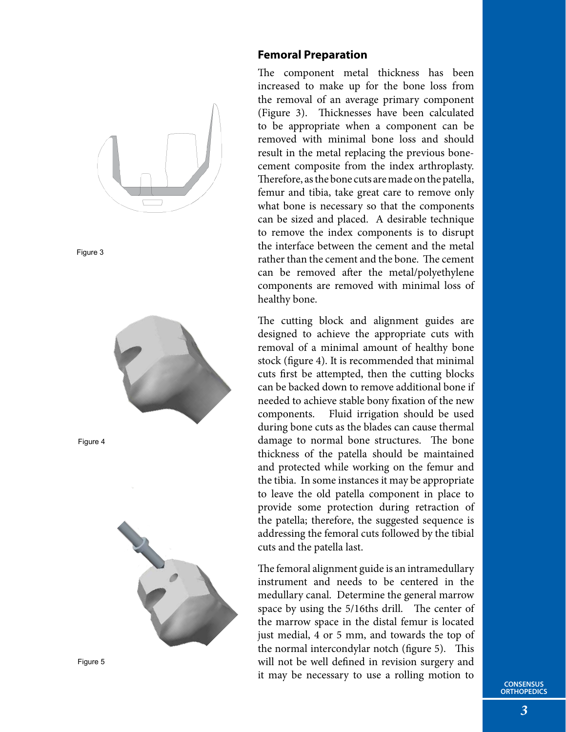## Femoral Preparation

The component metal thickness has been increased to make up for the bone loss from the removal of an average primary component (Figure 3). Thicknesses have been calculated to be appropriate when a component can be removed with minimal bone loss and should result in the metal replacing the previous bone-cement composite from the index arthroplasty. Therefore, as the bone cuts are made on the patella, femur and tibia, take great care to remove only what bone is necessary so that the components can be sized and placed. A desirable technique to remove the index components is to disrupt the interface between the cement and the metal rather than the cement and the bone. The cement can be removed after the metal/polyethylene components are removed with minimal loss of healthy bone.

Figure 3

The cutting block and alignment guides are designed to achieve the appropriate cuts with removal of a minimal amount of healthy bone stock (figure 4). It is recommended that minimal cuts first be attempted, then the cutting blocks can be backed down to remove additional bone if needed to achieve stable bony fixation of the new components. Fluid irrigation should be used during bone cuts as the blades can cause thermal damage to normal bone structures. The bone thickness of the patella should be maintained and protected while working on the femur and the tibia. In some instances it may be appropriate to leave the old patella component in place to provide some protection during retraction of the patella; therefore, the suggested sequence is addressing the femoral cuts followed by the tibial cuts and the patella last.

Figure 4

The femoral alignment guide is an intramedullary instrument and needs to be centered in the medullary canal. Determine the general marrow space by using the 5/16ths drill. The center of the marrow space in the distal femur is located just medial, 4 or 5 mm, and towards the top of the normal intercondylar notch (figure 5). This will not be well defined in revision surgery and it may be necessary to use a rolling motion to

Figure 5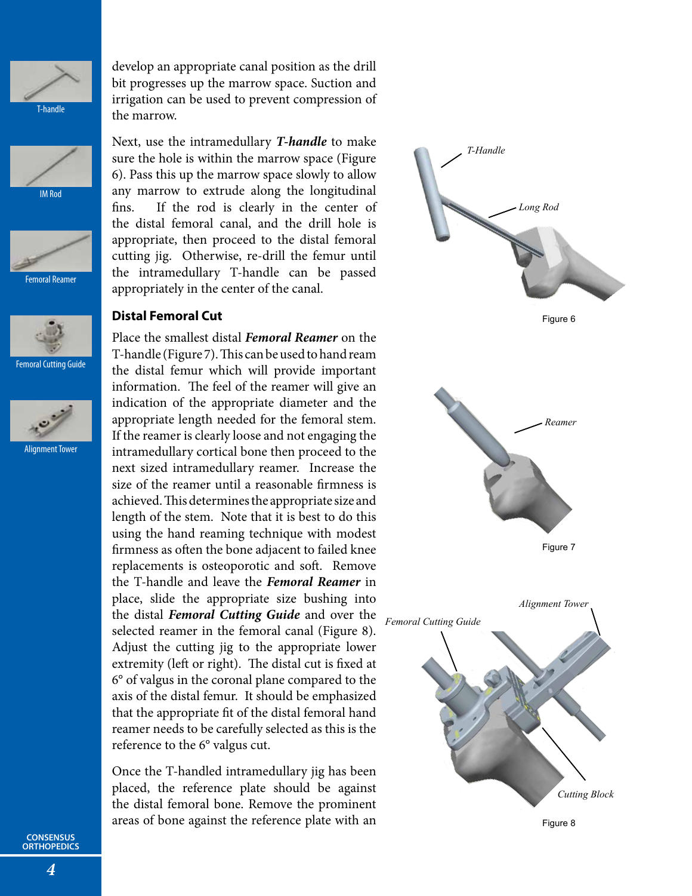develop an appropriate canal position as the drill bit progresses up the marrow space. Suction and irrigation can be used to prevent compression of the marrow.

Next, use the intramedullary ***T-handle*** to make sure the hole is within the marrow space (Figure 6). Pass this up the marrow space slowly to allow any marrow to extrude along the longitudinal fins. If the rod is clearly in the center of the distal femoral canal, and the drill hole is appropriate, then proceed to the distal femoral cutting jig. Otherwise, re-drill the femur until the intramedullary T-handle can be passed appropriately in the center of the canal.

### Distal Femoral Cut

Place the smallest distal ***Femoral Reamer*** on the T-handle (Figure 7). This can be used to hand ream the distal femur which will provide important information. The feel of the reamer will give an indication of the appropriate diameter and the appropriate length needed for the femoral stem. If the reamer is clearly loose and not engaging the intramedullary cortical bone then proceed to the next sized intramedullary reamer. Increase the size of the reamer until a reasonable firmness is achieved. This determines the appropriate size and length of the stem. Note that it is best to do this using the hand reaming technique with modest firmness as often the bone adjacent to failed knee replacements is osteoporotic and soft. Remove the T-handle and leave the ***Femoral Reamer*** in place, slide the appropriate size bushing into the distal ***Femoral Cutting Guide*** and over the selected reamer in the femoral canal (Figure 8). Adjust the cutting jig to the appropriate lower extremity (left or right). The distal cut is fixed at 6° of valgus in the coronal plane compared to the axis of the distal femur. It should be emphasized that the appropriate fit of the distal femoral hand reamer needs to be carefully selected as this is the reference to the 6° valgus cut.

Once the T-handled intramedullary jig has been placed, the reference plate should be against the distal femoral bone. Remove the prominent areas of bone against the reference plate with an

T-handle

IM Rod

Femoral Reamer

Femoral Cutting Guide

Alignment Tower

*T-Handle*

*Long Rod*

Figure 6

*Reamer*

Figure 7

*Alignment Tower*

*Femoral Cutting Guide*

*Cutting Block*

Figure 8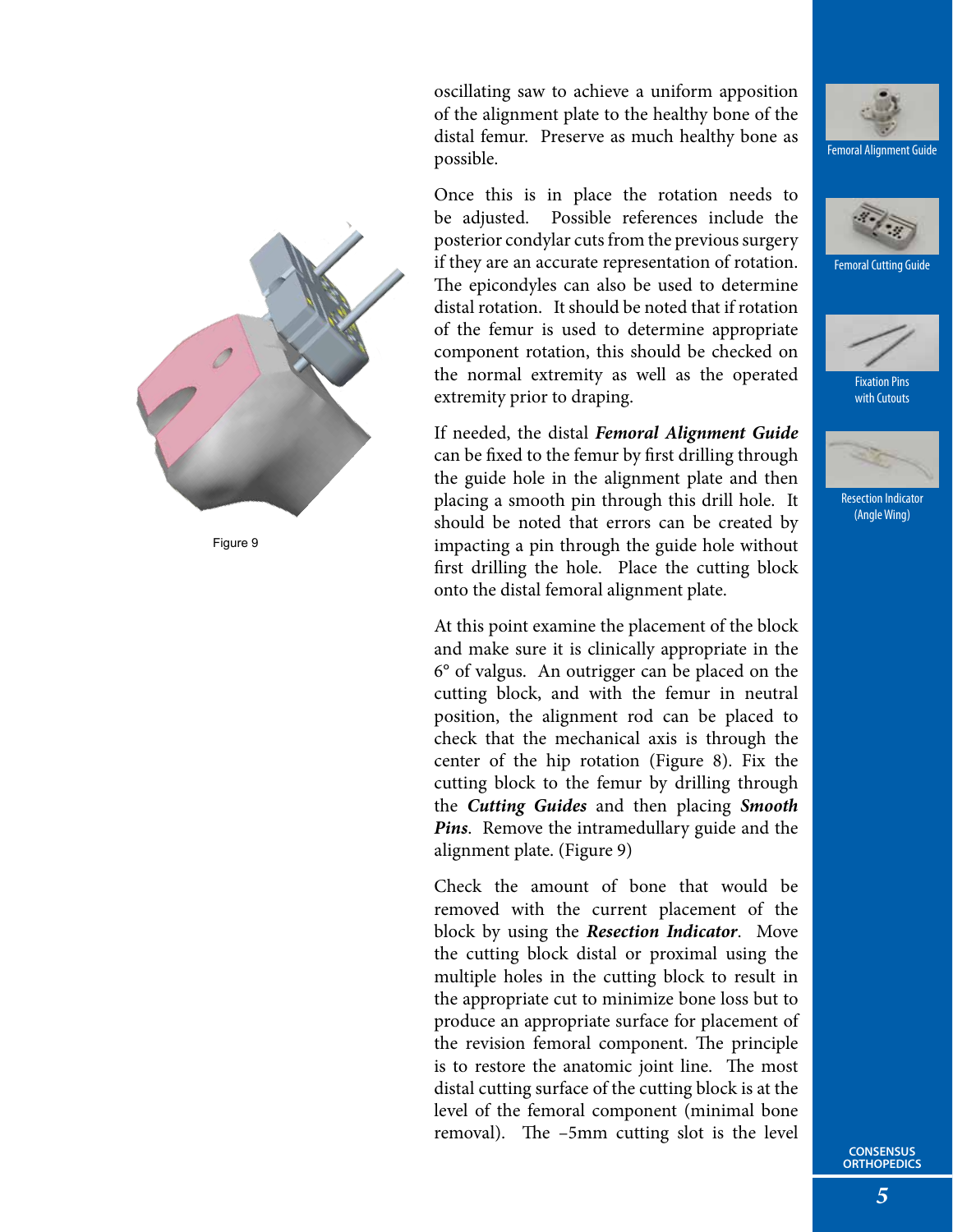oscillating saw to achieve a uniform apposition of the alignment plate to the healthy bone of the distal femur. Preserve as much healthy bone as possible.

Once this is in place the rotation needs to be adjusted. Possible references include the posterior condylar cuts from the previous surgery if they are an accurate representation of rotation. The epicondyles can also be used to determine distal rotation. It should be noted that if rotation of the femur is used to determine appropriate component rotation, this should be checked on the normal extremity as well as the operated extremity prior to draping.

If needed, the distal ***Femoral Alignment Guide*** can be fixed to the femur by first drilling through the guide hole in the alignment plate and then placing a smooth pin through this drill hole. It should be noted that errors can be created by impacting a pin through the guide hole without first drilling the hole. Place the cutting block onto the distal femoral alignment plate.

At this point examine the placement of the block and make sure it is clinically appropriate in the 6° of valgus. An outrigger can be placed on the cutting block, and with the femur in neutral position, the alignment rod can be placed to check that the mechanical axis is through the center of the hip rotation (Figure 8). Fix the cutting block to the femur by drilling through the ***Cutting Guides*** and then placing ***Smooth Pins***. Remove the intramedullary guide and the alignment plate. (Figure 9)

Figure 9

Check the amount of bone that would be removed with the current placement of the block by using the ***Resection Indicator***. Move the cutting block distal or proximal using the multiple holes in the cutting block to result in the appropriate cut to minimize bone loss but to produce an appropriate surface for placement of the revision femoral component. The principle is to restore the anatomic joint line. The most distal cutting surface of the cutting block is at the level of the femoral component (minimal bone removal). The –5mm cutting slot is the level

Femoral Alignment Guide

Femoral Cutting Guide

Fixation Pins with Cutouts

Resection Indicator (Angle Wing)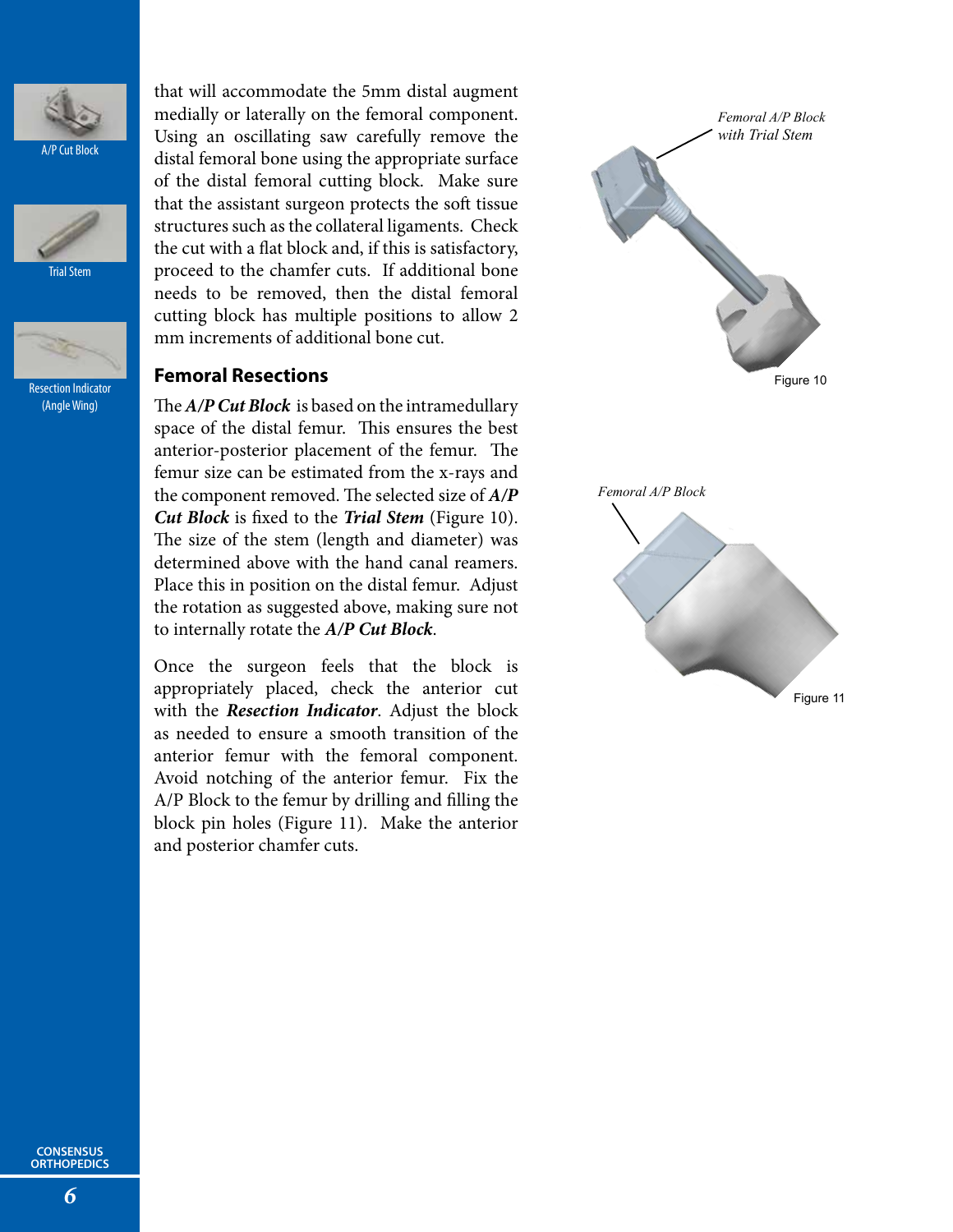A/P Cut Block

Trial Stem

Resection Indicator (Angle Wing)

that will accommodate the 5mm distal augment medially or laterally on the femoral component. Using an oscillating saw carefully remove the distal femoral bone using the appropriate surface of the distal femoral cutting block. Make sure that the assistant surgeon protects the soft tissue structures such as the collateral ligaments. Check the cut with a flat block and, if this is satisfactory, proceed to the chamfer cuts. If additional bone needs to be removed, then the distal femoral cutting block has multiple positions to allow 2 mm increments of additional bone cut.

## Femoral Resections

The ***A/P Cut Block*** is based on the intramedullary space of the distal femur. This ensures the best anterior-posterior placement of the femur. The femur size can be estimated from the x-rays and the component removed. The selected size of ***A/P Cut Block*** is fixed to the ***Trial Stem*** (Figure 10). The size of the stem (length and diameter) was determined above with the hand canal reamers. Place this in position on the distal femur. Adjust the rotation as suggested above, making sure not to internally rotate the ***A/P Cut Block***.

Once the surgeon feels that the block is appropriately placed, check the anterior cut with the ***Resection Indicator***. Adjust the block as needed to ensure a smooth transition of the anterior femur with the femoral component. Avoid notching of the anterior femur. Fix the A/P Block to the femur by drilling and filling the block pin holes (Figure 11). Make the anterior and posterior chamfer cuts.

*Femoral A/P Block with Trial Stem*

Figure 10

*Femoral A/P Block*

Figure 11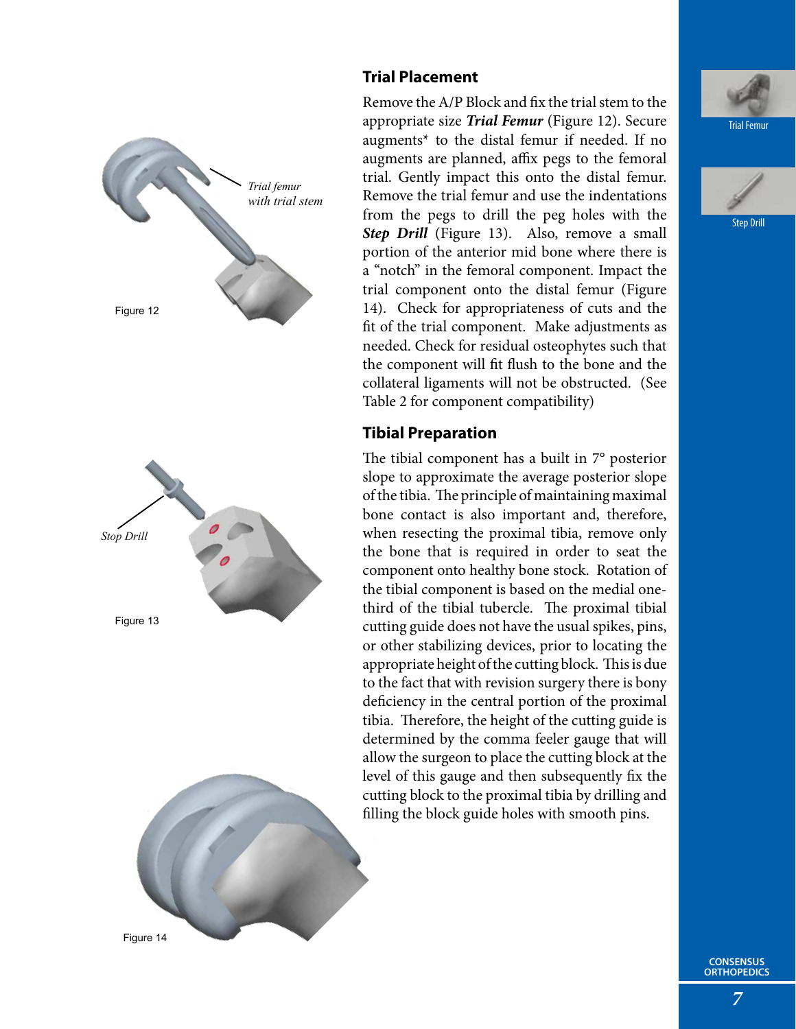## Trial Placement

Remove the A/P Block and fix the trial stem to the appropriate size ***Trial Femur*** (Figure 12). Secure augments* to the distal femur if needed. If no augments are planned, affix pegs to the femoral trial. Gently impact this onto the distal femur. Remove the trial femur and use the indentations from the pegs to drill the peg holes with the ***Step Drill*** (Figure 13). Also, remove a small portion of the anterior mid bone where there is a "notch" in the femoral component. Impact the trial component onto the distal femur (Figure 14). Check for appropriateness of cuts and the fit of the trial component. Make adjustments as needed. Check for residual osteophytes such that the component will fit flush to the bone and the collateral ligaments will not be obstructed. (See Table 2 for component compatibility)

*Trial femur with trial stem*

Figure 12

*Stop Drill*

Figure 13

Figure 14

## Tibial Preparation

The tibial component has a built in 7° posterior slope to approximate the average posterior slope of the tibia. The principle of maintaining maximal bone contact is also important and, therefore, when resecting the proximal tibia, remove only the bone that is required in order to seat the component onto healthy bone stock. Rotation of the tibial component is based on the medial one-third of the tibial tubercle. The proximal tibial cutting guide does not have the usual spikes, pins, or other stabilizing devices, prior to locating the appropriate height of the cutting block. This is due to the fact that with revision surgery there is bony deficiency in the central portion of the proximal tibia. Therefore, the height of the cutting guide is determined by the comma feeler gauge that will allow the surgeon to place the cutting block at the level of this gauge and then subsequently fix the cutting block to the proximal tibia by drilling and filling the block guide holes with smooth pins.

Trial Femur

Step Drill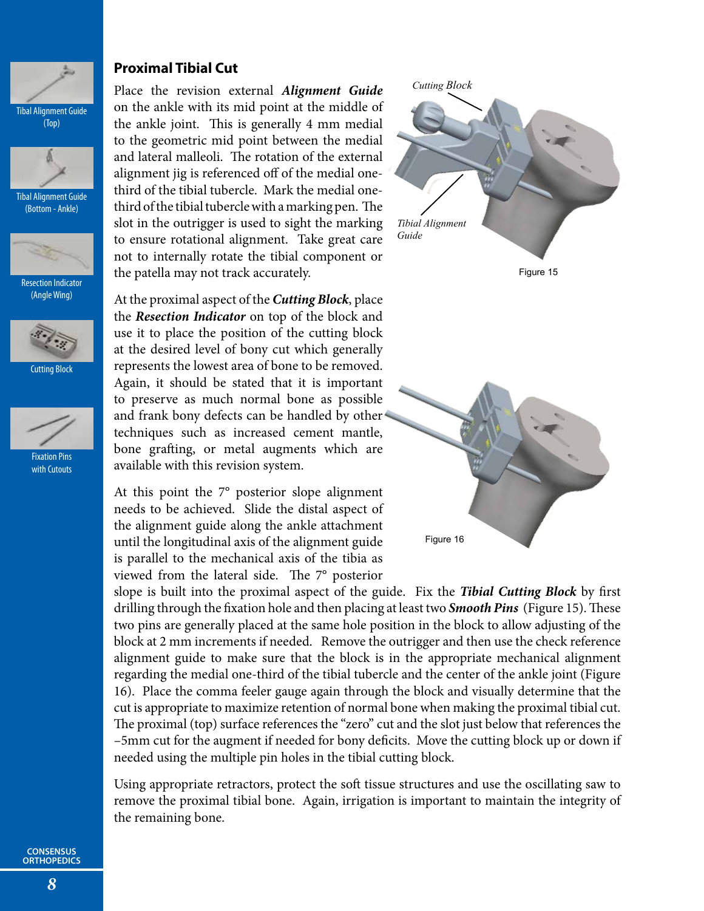## Proximal Tibial Cut

Place the revision external ***Alignment Guide*** on the ankle with its mid point at the middle of the ankle joint. This is generally 4 mm medial to the geometric mid point between the medial and lateral malleoli. The rotation of the external alignment jig is referenced off of the medial one-third of the tibial tubercle. Mark the medial one-third of the tibial tubercle with a marking pen. The slot in the outrigger is used to sight the marking to ensure rotational alignment. Take great care not to internally rotate the tibial component or the patella may not track accurately.

At the proximal aspect of the ***Cutting Block***, place the ***Resection Indicator*** on top of the block and use it to place the position of the cutting block at the desired level of bony cut which generally represents the lowest area of bone to be removed. Again, it should be stated that it is important to preserve as much normal bone as possible and frank bony defects can be handled by other techniques such as increased cement mantle, bone grafting, or metal augments which are available with this revision system.

At this point the 7° posterior slope alignment needs to be achieved. Slide the distal aspect of the alignment guide along the ankle attachment until the longitudinal axis of the alignment guide is parallel to the mechanical axis of the tibia as viewed from the lateral side. The 7° posterior slope is built into the proximal aspect of the guide. Fix the ***Tibial Cutting Block*** by first drilling through the fixation hole and then placing at least two ***Smooth Pins*** (Figure 15). These two pins are generally placed at the same hole position in the block to allow adjusting of the block at 2 mm increments if needed. Remove the outrigger and then use the check reference alignment guide to make sure that the block is in the appropriate mechanical alignment regarding the medial one-third of the tibial tubercle and the center of the ankle joint (Figure 16). Place the comma feeler gauge again through the block and visually determine that the cut is appropriate to maximize retention of normal bone when making the proximal tibial cut. The proximal (top) surface references the "zero" cut and the slot just below that references the –5mm cut for the augment if needed for bony deficits. Move the cutting block up or down if needed using the multiple pin holes in the tibial cutting block.

Using appropriate retractors, protect the soft tissue structures and use the oscillating saw to remove the proximal tibial bone. Again, irrigation is important to maintain the integrity of the remaining bone.

*Cutting Block*

*Tibial Alignment Guide*

Figure 15

Figure 16

Tibal Alignment Guide (Top)

Tibal Alignment Guide (Bottom - Ankle)

Resection Indicator (Angle Wing)

Cutting Block

Fixation Pins with Cutouts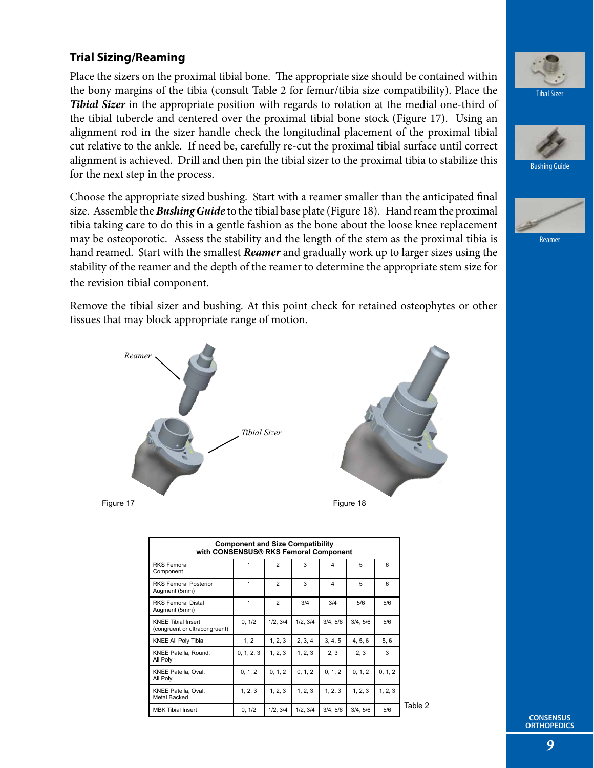## Trial Sizing/Reaming

Place the sizers on the proximal tibial bone. The appropriate size should be contained within the bony margins of the tibia (consult Table 2 for femur/tibia size compatibility). Place the ***Tibial Sizer*** in the appropriate position with regards to rotation at the medial one-third of the tibial tubercle and centered over the proximal tibial bone stock (Figure 17). Using an alignment rod in the sizer handle check the longitudinal placement of the proximal tibial cut relative to the ankle. If need be, carefully re-cut the proximal tibial surface until correct alignment is achieved. Drill and then pin the tibial sizer to the proximal tibia to stabilize this for the next step in the process.

Choose the appropriate sized bushing. Start with a reamer smaller than the anticipated final size. Assemble the ***Bushing Guide*** to the tibial base plate (Figure 18). Hand ream the proximal tibia taking care to do this in a gentle fashion as the bone about the loose knee replacement may be osteoporotic. Assess the stability and the length of the stem as the proximal tibia is hand reamed. Start with the smallest ***Reamer*** and gradually work up to larger sizes using the stability of the reamer and the depth of the reamer to determine the appropriate stem size for the revision tibial component.

Remove the tibial sizer and bushing. At this point check for retained osteophytes or other tissues that may block appropriate range of motion.

Tibal Sizer

Bushing Guide

Reamer

*Reamer*

*Tibial Sizer*

Figure 17

Figure 18

| Component and Size Compatibility with CONSENSUS® RKS Femoral Component | | | | | | |
|---|---|---|---|---|---|---|
| RKS Femoral Component | 1 | 2 | 3 | 4 | 5 | 6 |
| RKS Femoral Posterior Augment (5mm) | 1 | 2 | 3 | 4 | 5 | 6 |
| RKS Femoral Distal Augment (5mm) | 1 | 2 | 3/4 | 3/4 | 5/6 | 5/6 |
| KNEE Tibial Insert (congruent or ultracongruent) | 0, 1/2 | 1/2, 3/4 | 1/2, 3/4 | 3/4, 5/6 | 3/4, 5/6 | 5/6 |
| KNEE All Poly Tibia | 1, 2 | 1, 2, 3 | 2, 3, 4 | 3, 4, 5 | 4, 5, 6 | 5, 6 |
| KNEE Patella, Round, All Poly | 0, 1, 2, 3 | 1, 2, 3 | 1, 2, 3 | 2, 3 | 2, 3 | 3 |
| KNEE Patella, Oval, All Poly | 0, 1, 2 | 0, 1, 2 | 0, 1, 2 | 0, 1, 2 | 0, 1, 2 | 0, 1, 2 |
| KNEE Patella, Oval, Metal Backed | 1, 2, 3 | 1, 2, 3 | 1, 2, 3 | 1, 2, 3 | 1, 2, 3 | 1, 2, 3 |
| MBK Tibial Insert | 0, 1/2 | 1/2, 3/4 | 1/2, 3/4 | 3/4, 5/6 | 3/4, 5/6 | 5/6 |

Table 2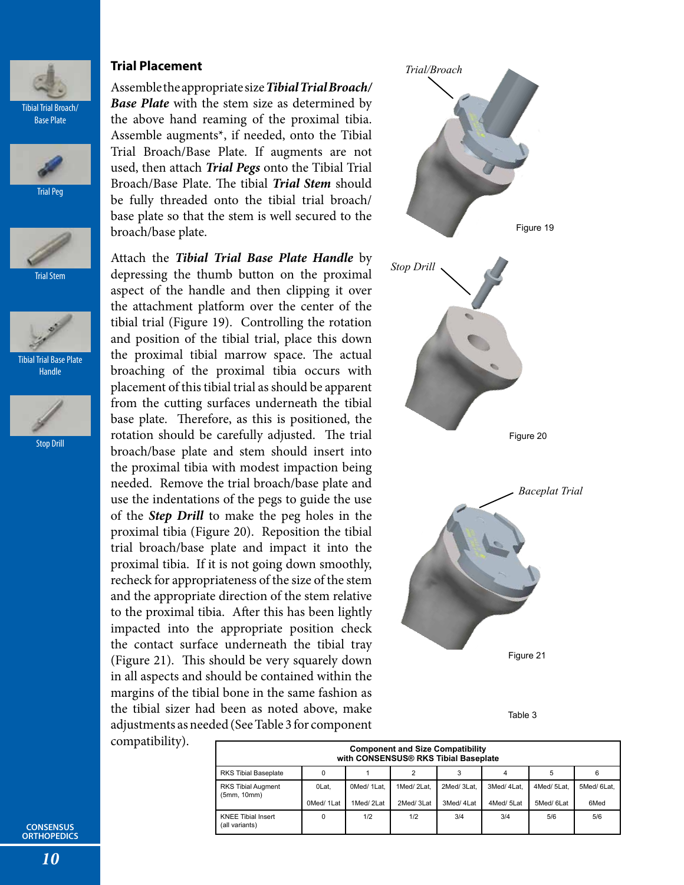## Trial Placement

Assemble the appropriate size ***Tibial Trial Broach/ Base Plate*** with the stem size as determined by the above hand reaming of the proximal tibia. Assemble augments*, if needed, onto the Tibial Trial Broach/Base Plate. If augments are not used, then attach ***Trial Pegs*** onto the Tibial Trial Broach/Base Plate. The tibial ***Trial Stem*** should be fully threaded onto the tibial trial broach/ base plate so that the stem is well secured to the broach/base plate.

Attach the ***Tibial Trial Base Plate Handle*** by depressing the thumb button on the proximal aspect of the handle and then clipping it over the attachment platform over the center of the tibial trial (Figure 19). Controlling the rotation and position of the tibial trial, place this down the proximal tibial marrow space. The actual broaching of the proximal tibia occurs with placement of this tibial trial as should be apparent from the cutting surfaces underneath the tibial base plate. Therefore, as this is positioned, the rotation should be carefully adjusted. The trial broach/base plate and stem should insert into the proximal tibia with modest impaction being needed. Remove the trial broach/base plate and use the indentations of the pegs to guide the use of the ***Step Drill*** to make the peg holes in the proximal tibia (Figure 20). Reposition the tibial trial broach/base plate and impact it into the proximal tibia. If it is not going down smoothly, recheck for appropriateness of the size of the stem and the appropriate direction of the stem relative to the proximal tibia. After this has been lightly impacted into the appropriate position check the contact surface underneath the tibial tray (Figure 21). This should be very squarely down in all aspects and should be contained within the margins of the tibial bone in the same fashion as the tibial sizer had been as noted above, make adjustments as needed (See Table 3 for component compatibility).

Tibial Trial Broach/ Base Plate

Trial Peg

Trial Stem

Tibial Trial Base Plate Handle

Stop Drill

*Trial/Broach*

Figure 19

*Stop Drill*

Figure 20

*Baceplat Trial*

Figure 21

Table 3

| Component and Size Compatibility with CONSENSUS® RKS Tibial Baseplate | | | | | | | |
|---|---|---|---|---|---|---|---|
| RKS Tibial Baseplate | 0 | 1 | 2 | 3 | 4 | 5 | 6 |
| RKS Tibial Augment (5mm, 10mm) | 0Lat, 0Med/ 1Lat | 0Med/ 1Lat, 1Med/ 2Lat | 1Med/ 2Lat, 2Med/ 3Lat | 2Med/ 3Lat, 3Med/ 4Lat | 3Med/ 4Lat, 4Med/ 5Lat | 4Med/ 5Lat, 5Med/ 6Lat | 5Med/ 6Lat, 6Med |
| KNEE Tibial Insert (all variants) | 0 | 1/2 | 1/2 | 3/4 | 3/4 | 5/6 | 5/6 |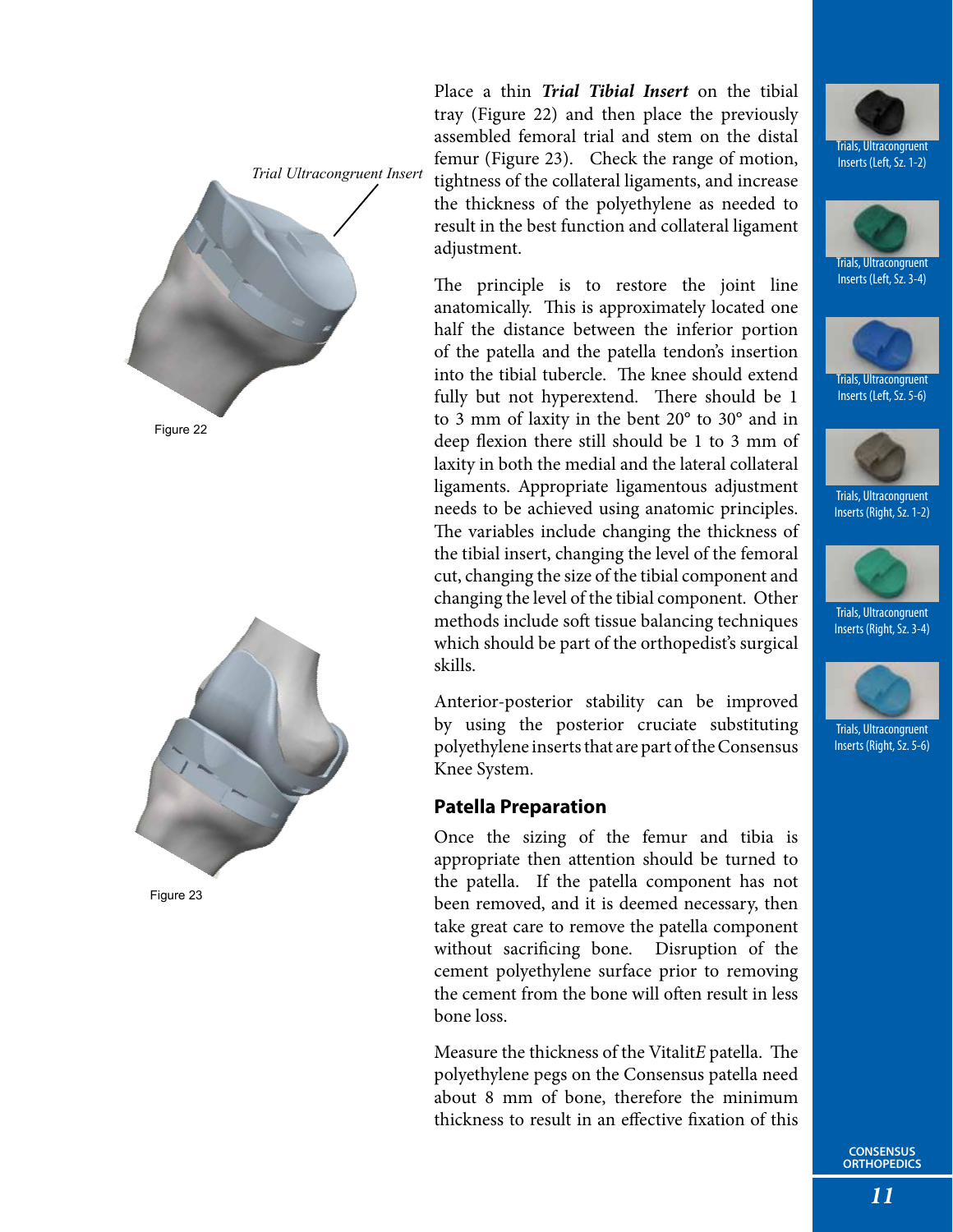Trial Ultracongruent Insert

Figure 22

Figure 23

Place a thin ***Trial Tibial Insert*** on the tibial tray (Figure 22) and then place the previously assembled femoral trial and stem on the distal femur (Figure 23). Check the range of motion, tightness of the collateral ligaments, and increase the thickness of the polyethylene as needed to result in the best function and collateral ligament adjustment.

The principle is to restore the joint line anatomically. This is approximately located one half the distance between the inferior portion of the patella and the patella tendon's insertion into the tibial tubercle. The knee should extend fully but not hyperextend. There should be 1 to 3 mm of laxity in the bent 20° to 30° and in deep flexion there still should be 1 to 3 mm of laxity in both the medial and the lateral collateral ligaments. Appropriate ligamentous adjustment needs to be achieved using anatomic principles. The variables include changing the thickness of the tibial insert, changing the level of the femoral cut, changing the size of the tibial component and changing the level of the tibial component. Other methods include soft tissue balancing techniques which should be part of the orthopedist's surgical skills.

Anterior-posterior stability can be improved by using the posterior cruciate substituting polyethylene inserts that are part of the Consensus Knee System.

## Patella Preparation

Once the sizing of the femur and tibia is appropriate then attention should be turned to the patella. If the patella component has not been removed, and it is deemed necessary, then take great care to remove the patella component without sacrificing bone. Disruption of the cement polyethylene surface prior to removing the cement from the bone will often result in less bone loss.

Measure the thickness of the Vitalit*E* patella. The polyethylene pegs on the Consensus patella need about 8 mm of bone, therefore the minimum thickness to result in an effective fixation of this

Trials, Ultracongruent Inserts (Left, Sz. 1-2)

Trials, Ultracongruent Inserts (Left, Sz. 3-4)

Trials, Ultracongruent Inserts (Left, Sz. 5-6)

Trials, Ultracongruent Inserts (Right, Sz. 1-2)

Trials, Ultracongruent Inserts (Right, Sz. 3-4)

Trials, Ultracongruent Inserts (Right, Sz. 5-6)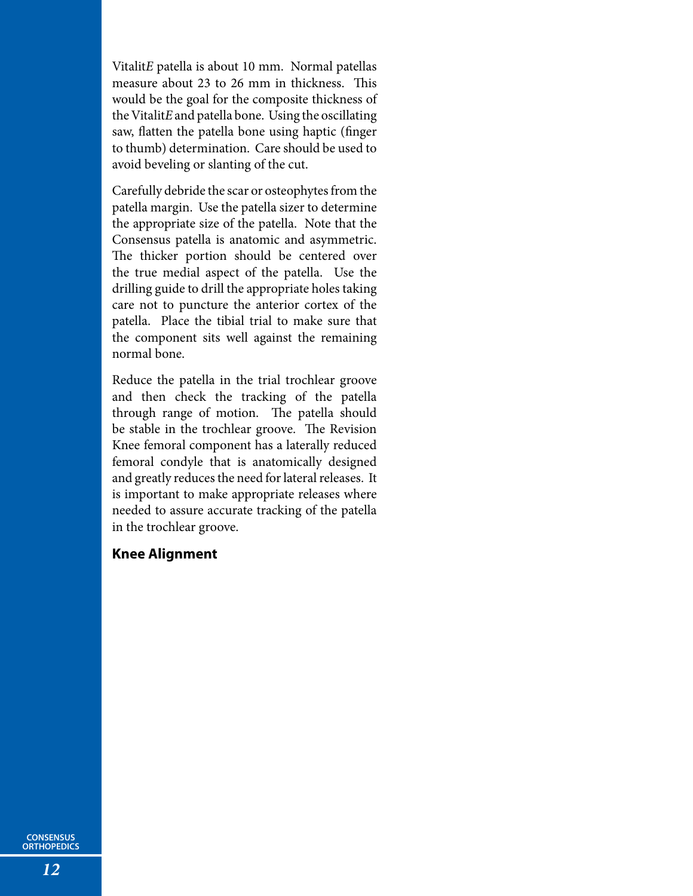Vitalit*E* patella is about 10 mm. Normal patellas measure about 23 to 26 mm in thickness. This would be the goal for the composite thickness of the Vitalit*E* and patella bone. Using the oscillating saw, flatten the patella bone using haptic (finger to thumb) determination. Care should be used to avoid beveling or slanting of the cut.

Carefully debride the scar or osteophytes from the patella margin. Use the patella sizer to determine the appropriate size of the patella. Note that the Consensus patella is anatomic and asymmetric. The thicker portion should be centered over the true medial aspect of the patella. Use the drilling guide to drill the appropriate holes taking care not to puncture the anterior cortex of the patella. Place the tibial trial to make sure that the component sits well against the remaining normal bone.

Reduce the patella in the trial trochlear groove and then check the tracking of the patella through range of motion. The patella should be stable in the trochlear groove. The Revision Knee femoral component has a laterally reduced femoral condyle that is anatomically designed and greatly reduces the need for lateral releases. It is important to make appropriate releases where needed to assure accurate tracking of the patella in the trochlear groove.

**Knee Alignment**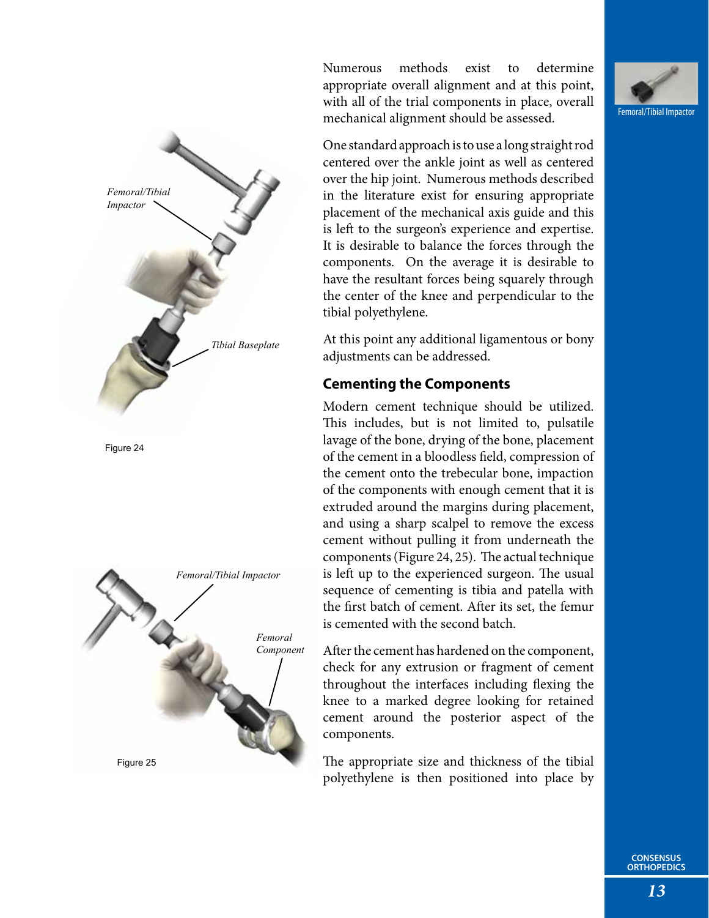Numerous methods exist to determine appropriate overall alignment and at this point, with all of the trial components in place, overall mechanical alignment should be assessed.

One standard approach is to use a long straight rod centered over the ankle joint as well as centered over the hip joint. Numerous methods described in the literature exist for ensuring appropriate placement of the mechanical axis guide and this is left to the surgeon's experience and expertise. It is desirable to balance the forces through the components. On the average it is desirable to have the resultant forces being squarely through the center of the knee and perpendicular to the tibial polyethylene.

At this point any additional ligamentous or bony adjustments can be addressed.

## Cementing the Components

Modern cement technique should be utilized. This includes, but is not limited to, pulsatile lavage of the bone, drying of the bone, placement of the cement in a bloodless field, compression of the cement onto the trebecular bone, impaction of the components with enough cement that it is extruded around the margins during placement, and using a sharp scalpel to remove the excess cement without pulling it from underneath the components (Figure 24, 25). The actual technique is left up to the experienced surgeon. The usual sequence of cementing is tibia and patella with the first batch of cement. After its set, the femur is cemented with the second batch.

After the cement has hardened on the component, check for any extrusion or fragment of cement throughout the interfaces including flexing the knee to a marked degree looking for retained cement around the posterior aspect of the components.

The appropriate size and thickness of the tibial polyethylene is then positioned into place by

*Femoral/Tibial Impactor*

*Tibial Baseplate*

Figure 24

*Femoral/Tibial Impactor*

*Femoral Component*

Figure 25

Femoral/Tibial Impactor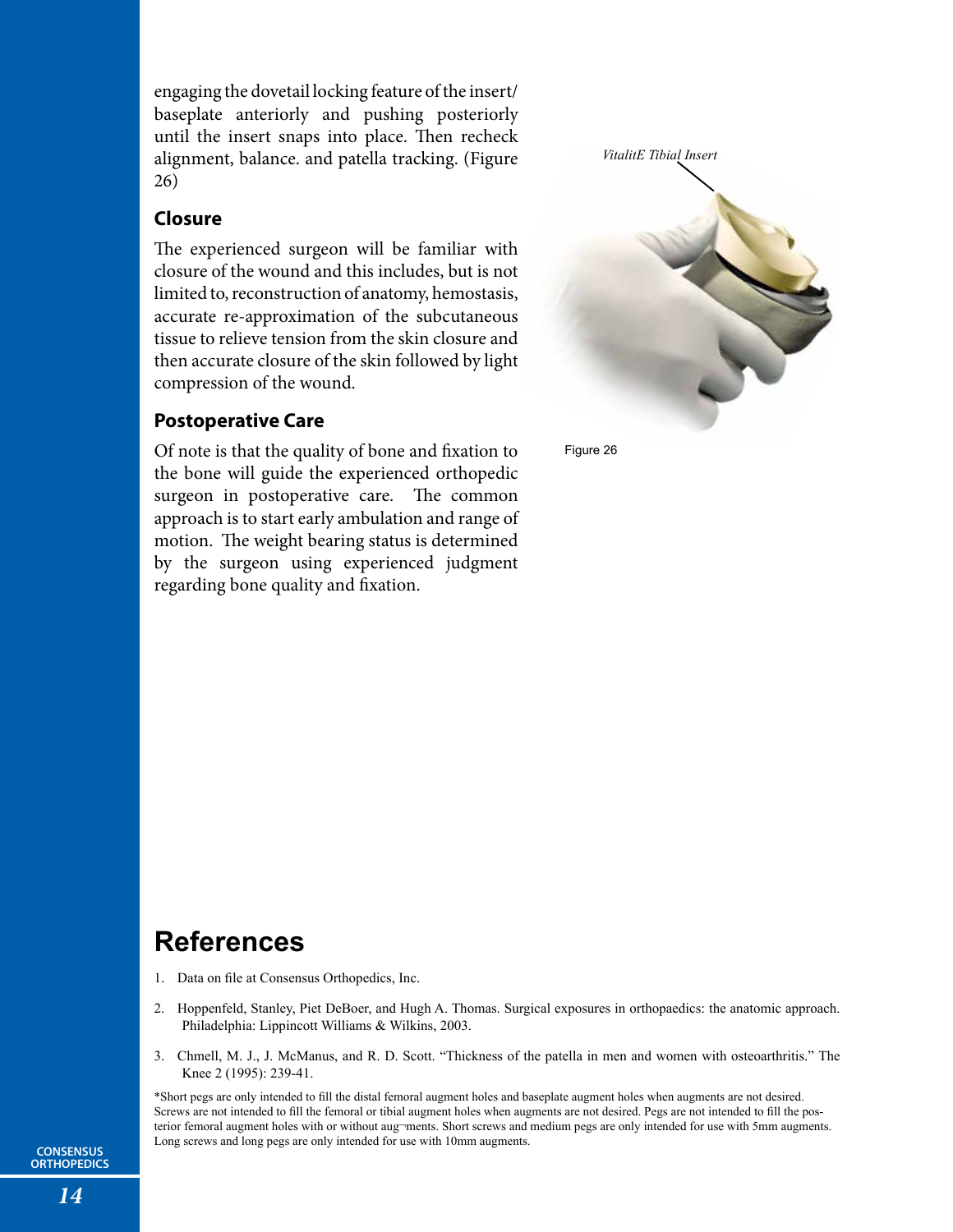engaging the dovetail locking feature of the insert/baseplate anteriorly and pushing posteriorly until the insert snaps into place. Then recheck alignment, balance. and patella tracking. (Figure 26)

### Closure

The experienced surgeon will be familiar with closure of the wound and this includes, but is not limited to, reconstruction of anatomy, hemostasis, accurate re-approximation of the subcutaneous tissue to relieve tension from the skin closure and then accurate closure of the skin followed by light compression of the wound.

### Postoperative Care

Of note is that the quality of bone and fixation to the bone will guide the experienced orthopedic surgeon in postoperative care. The common approach is to start early ambulation and range of motion. The weight bearing status is determined by the surgeon using experienced judgment regarding bone quality and fixation.

*VitalitE Tibial Insert*

Figure 26

## References

1. Data on file at Consensus Orthopedics, Inc.
2. Hoppenfeld, Stanley, Piet DeBoer, and Hugh A. Thomas. Surgical exposures in orthopaedics: the anatomic approach. Philadelphia: Lippincott Williams & Wilkins, 2003.
3. Chmell, M. J., J. McManus, and R. D. Scott. "Thickness of the patella in men and women with osteoarthritis." The Knee 2 (1995): 239-41.

*Short pegs are only intended to fill the distal femoral augment holes and baseplate augment holes when augments are not desired. Screws are not intended to fill the femoral or tibial augment holes when augments are not desired. Pegs are not intended to fill the posterior femoral augment holes with or without aug¬ments. Short screws and medium pegs are only intended for use with 5mm augments. Long screws and long pegs are only intended for use with 10mm augments.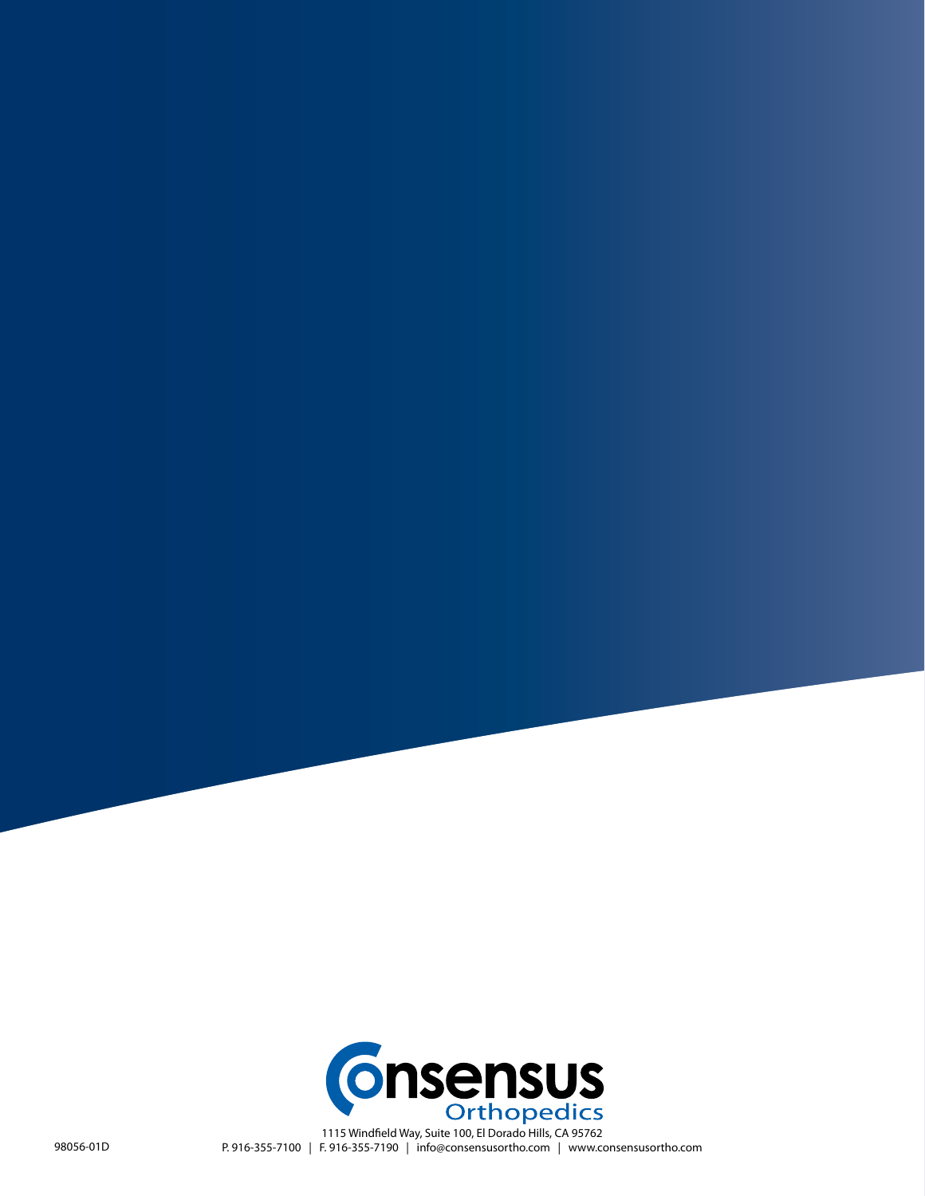Consensus Orthopedics

1115 Windfield Way, Suite 100, El Dorado Hills, CA 95762

P. 916-355-7100 | F. 916-355-7190 | info@consensusortho.com | www.consensusortho.com

98056-01D